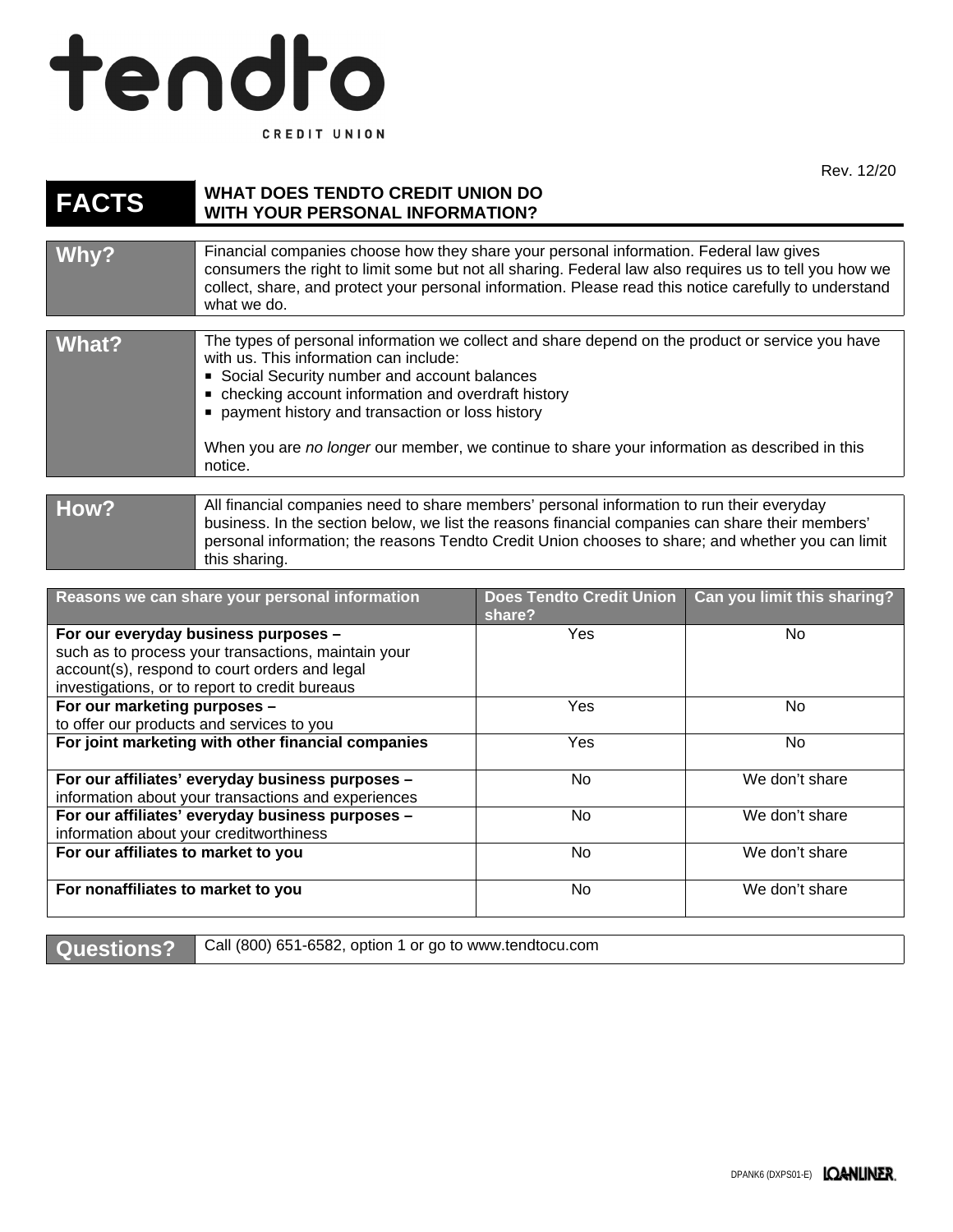# tendto

CREDIT UNION

Rev. 12/20

| **FACTS** | **WHAT DOES TENDTO CREDIT UNION DO WITH YOUR PERSONAL INFORMATION?** |
| --- | --- |
| **Why?** | Financial companies choose how they share your personal information. Federal law gives consumers the right to limit some but not all sharing. Federal law also requires us to tell you how we collect, share, and protect your personal information. Please read this notice carefully to understand what we do. |
| **What?** | The types of personal information we collect and share depend on the product or service you have with us. This information can include:<br>▪ Social Security number and account balances<br>▪ checking account information and overdraft history<br>▪ payment history and transaction or loss history<br><br>When you are *no longer* our member, we continue to share your information as described in this notice. |
| **How?** | All financial companies need to share members' personal information to run their everyday business. In the section below, we list the reasons financial companies can share their members' personal information; the reasons Tendto Credit Union chooses to share; and whether you can limit this sharing. |

| Reasons we can share your personal information | Does Tendto Credit Union share? | Can you limit this sharing? |
| --- | --- | --- |
| **For our everyday business purposes –** such as to process your transactions, maintain your account(s), respond to court orders and legal investigations, or to report to credit bureaus | Yes | No |
| **For our marketing purposes –** to offer our products and services to you | Yes | No |
| **For joint marketing with other financial companies** | Yes | No |
| **For our affiliates' everyday business purposes –** information about your transactions and experiences | No | We don't share |
| **For our affiliates' everyday business purposes –** information about your creditworthiness | No | We don't share |
| **For our affiliates to market to you** | No | We don't share |
| **For nonaffiliates to market to you** | No | We don't share |

| **Questions?** | Call (800) 651-6582, option 1 or go to www.tendtocu.com |
| --- | --- |

DPANK6 (DXPS01-E) LOANLINER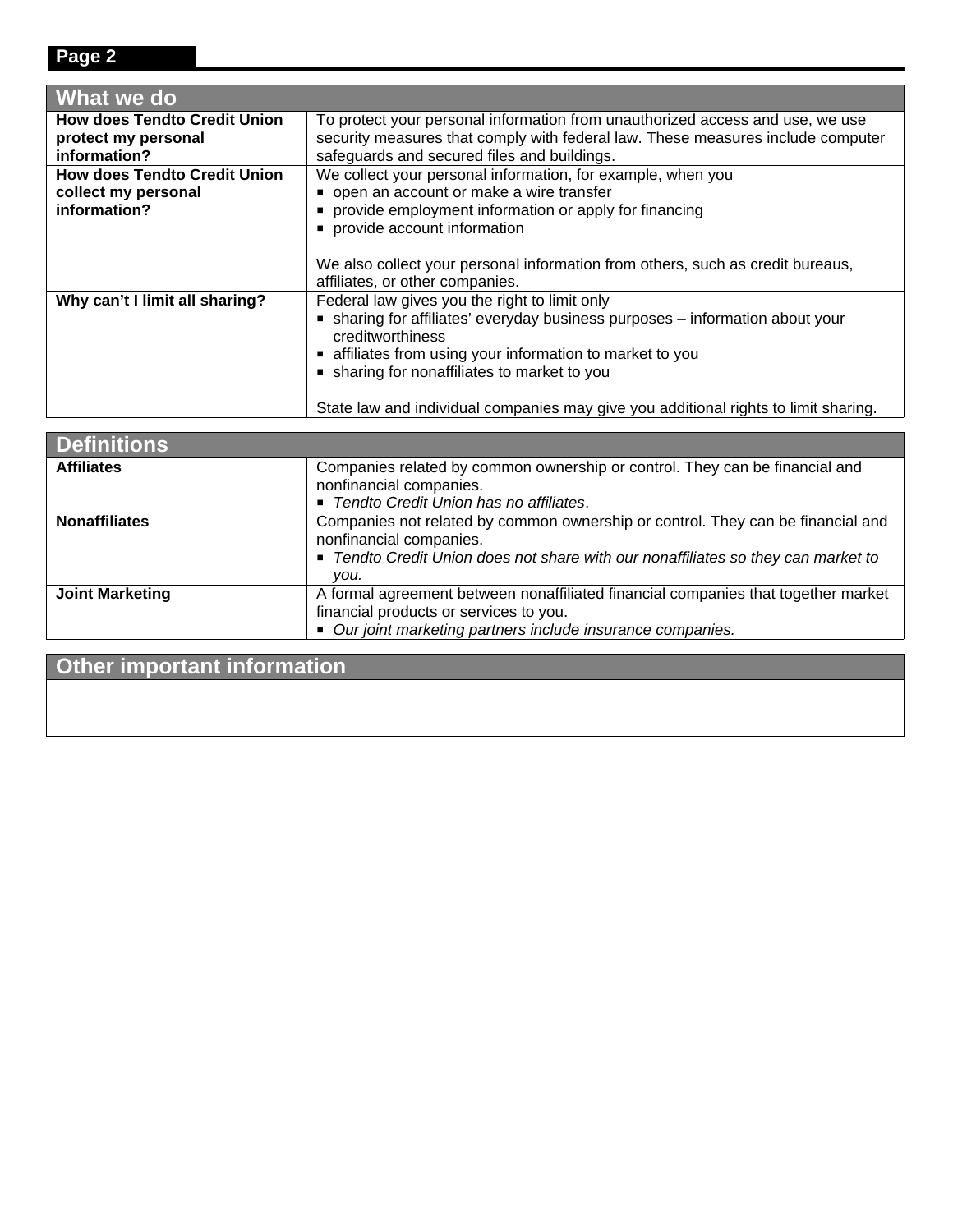## What we do

| | |
|---|---|
| **How does Tendto Credit Union protect my personal information?** | To protect your personal information from unauthorized access and use, we use security measures that comply with federal law. These measures include computer safeguards and secured files and buildings. |
| **How does Tendto Credit Union collect my personal information?** | We collect your personal information, for example, when you<br>▪ open an account or make a wire transfer<br>▪ provide employment information or apply for financing<br>▪ provide account information<br><br>We also collect your personal information from others, such as credit bureaus, affiliates, or other companies. |
| **Why can't I limit all sharing?** | Federal law gives you the right to limit only<br>▪ sharing for affiliates' everyday business purposes – information about your creditworthiness<br>▪ affiliates from using your information to market to you<br>▪ sharing for nonaffiliates to market to you<br><br>State law and individual companies may give you additional rights to limit sharing. |

## Definitions

| | |
|---|---|
| **Affiliates** | Companies related by common ownership or control. They can be financial and nonfinancial companies.<br>▪ *Tendto Credit Union has no affiliates*. |
| **Nonaffiliates** | Companies not related by common ownership or control. They can be financial and nonfinancial companies.<br>▪ *Tendto Credit Union does not share with our nonaffiliates so they can market to you.* |
| **Joint Marketing** | A formal agreement between nonaffiliated financial companies that together market financial products or services to you.<br>▪ *Our joint marketing partners include insurance companies.* |

## Other important information